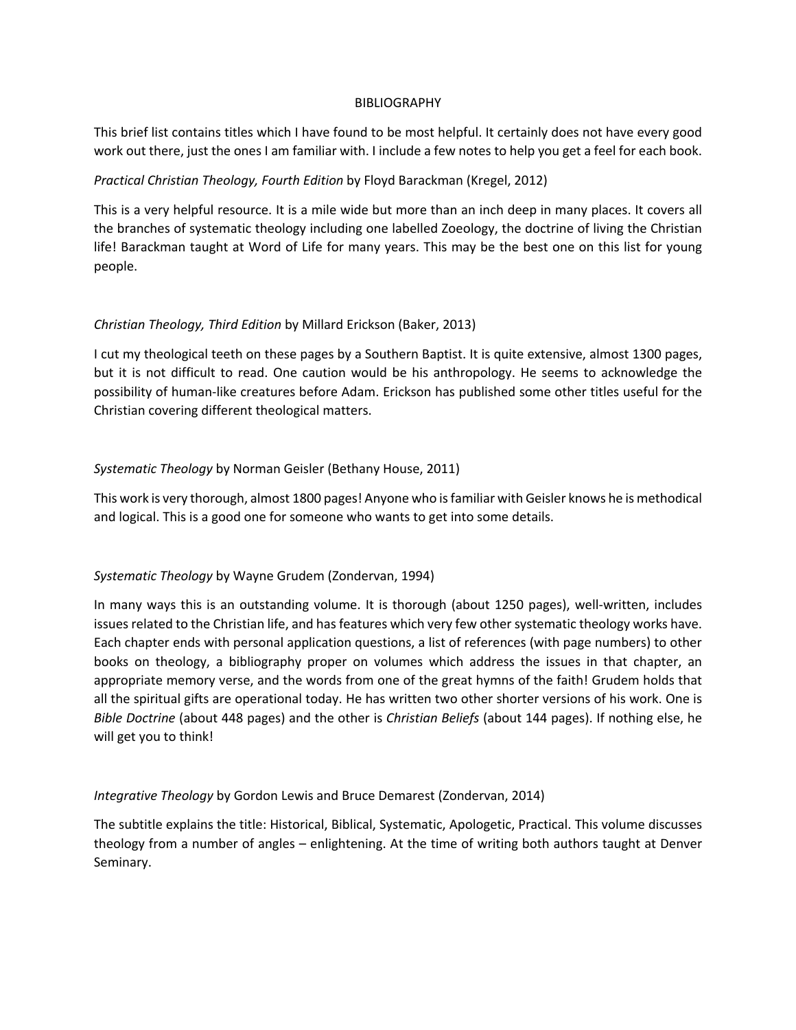# BIBLIOGRAPHY

This brief list contains titles which I have found to be most helpful. It certainly does not have every good work out there, just the ones I am familiar with. I include a few notes to help you get a feel for each book.

*Practical Christian Theology, Fourth Edition* by Floyd Barackman (Kregel, 2012)

This is a very helpful resource. It is a mile wide but more than an inch deep in many places. It covers all the branches of systematic theology including one labelled Zoeology, the doctrine of living the Christian life! Barackman taught at Word of Life for many years. This may be the best one on this list for young people.

*Christian Theology, Third Edition* by Millard Erickson (Baker, 2013)

I cut my theological teeth on these pages by a Southern Baptist. It is quite extensive, almost 1300 pages, but it is not difficult to read. One caution would be his anthropology. He seems to acknowledge the possibility of human-like creatures before Adam. Erickson has published some other titles useful for the Christian covering different theological matters.

*Systematic Theology* by Norman Geisler (Bethany House, 2011)

This work is very thorough, almost 1800 pages! Anyone who is familiar with Geisler knows he is methodical and logical. This is a good one for someone who wants to get into some details.

*Systematic Theology* by Wayne Grudem (Zondervan, 1994)

In many ways this is an outstanding volume. It is thorough (about 1250 pages), well-written, includes issues related to the Christian life, and has features which very few other systematic theology works have. Each chapter ends with personal application questions, a list of references (with page numbers) to other books on theology, a bibliography proper on volumes which address the issues in that chapter, an appropriate memory verse, and the words from one of the great hymns of the faith! Grudem holds that all the spiritual gifts are operational today. He has written two other shorter versions of his work. One is *Bible Doctrine* (about 448 pages) and the other is *Christian Beliefs* (about 144 pages). If nothing else, he will get you to think!

*Integrative Theology* by Gordon Lewis and Bruce Demarest (Zondervan, 2014)

The subtitle explains the title: Historical, Biblical, Systematic, Apologetic, Practical. This volume discusses theology from a number of angles – enlightening. At the time of writing both authors taught at Denver Seminary.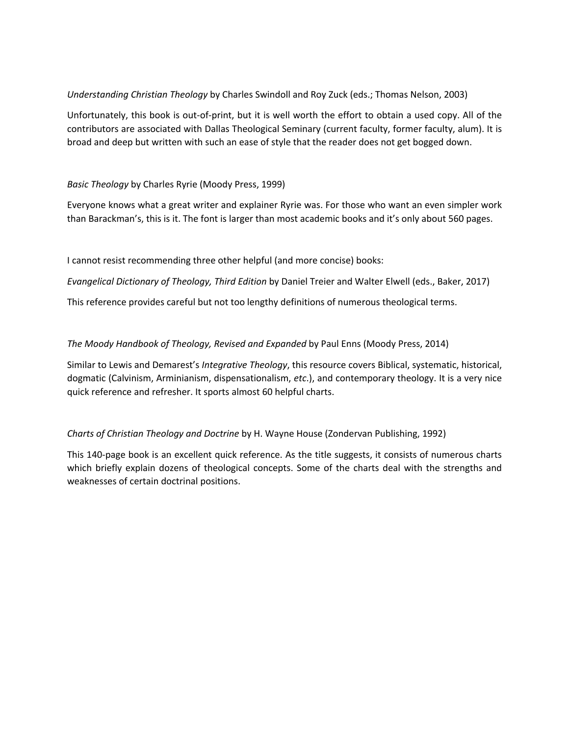*Understanding Christian Theology* by Charles Swindoll and Roy Zuck (eds.; Thomas Nelson, 2003)

Unfortunately, this book is out-of-print, but it is well worth the effort to obtain a used copy. All of the contributors are associated with Dallas Theological Seminary (current faculty, former faculty, alum). It is broad and deep but written with such an ease of style that the reader does not get bogged down.

*Basic Theology* by Charles Ryrie (Moody Press, 1999)

Everyone knows what a great writer and explainer Ryrie was. For those who want an even simpler work than Barackman's, this is it. The font is larger than most academic books and it's only about 560 pages.

I cannot resist recommending three other helpful (and more concise) books:

*Evangelical Dictionary of Theology, Third Edition* by Daniel Treier and Walter Elwell (eds., Baker, 2017)

This reference provides careful but not too lengthy definitions of numerous theological terms.

*The Moody Handbook of Theology, Revised and Expanded* by Paul Enns (Moody Press, 2014)

Similar to Lewis and Demarest's *Integrative Theology*, this resource covers Biblical, systematic, historical, dogmatic (Calvinism, Arminianism, dispensationalism, *etc*.), and contemporary theology. It is a very nice quick reference and refresher. It sports almost 60 helpful charts.

*Charts of Christian Theology and Doctrine* by H. Wayne House (Zondervan Publishing, 1992)

This 140-page book is an excellent quick reference. As the title suggests, it consists of numerous charts which briefly explain dozens of theological concepts. Some of the charts deal with the strengths and weaknesses of certain doctrinal positions.